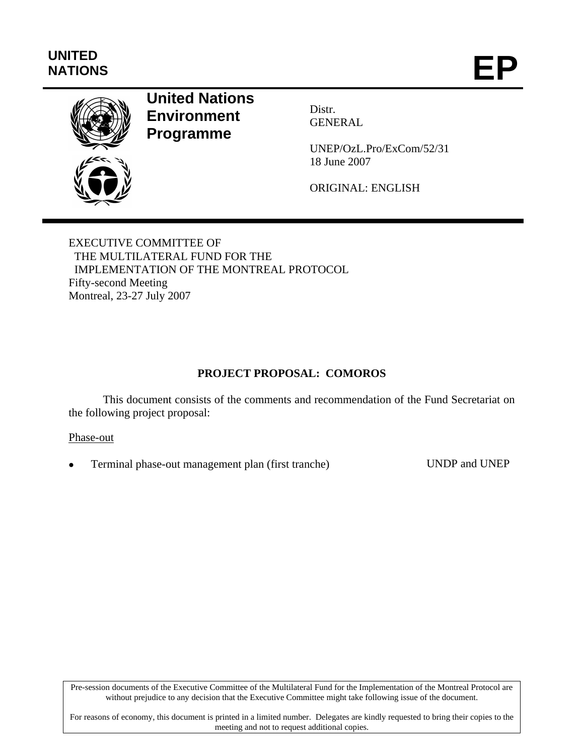UNITED NATIONS

**EP**

# United Nations Environment Programme

Distr.
GENERAL

UNEP/OzL.Pro/ExCom/52/31
18 June 2007

ORIGINAL: ENGLISH

EXECUTIVE COMMITTEE OF
THE MULTILATERAL FUND FOR THE
IMPLEMENTATION OF THE MONTREAL PROTOCOL
Fifty-second Meeting
Montreal, 23-27 July 2007

## PROJECT PROPOSAL: COMOROS

This document consists of the comments and recommendation of the Fund Secretariat on the following project proposal:

Phase-out

- Terminal phase-out management plan (first tranche) UNDP and UNEP

Pre-session documents of the Executive Committee of the Multilateral Fund for the Implementation of the Montreal Protocol are without prejudice to any decision that the Executive Committee might take following issue of the document.

For reasons of economy, this document is printed in a limited number. Delegates are kindly requested to bring their copies to the meeting and not to request additional copies.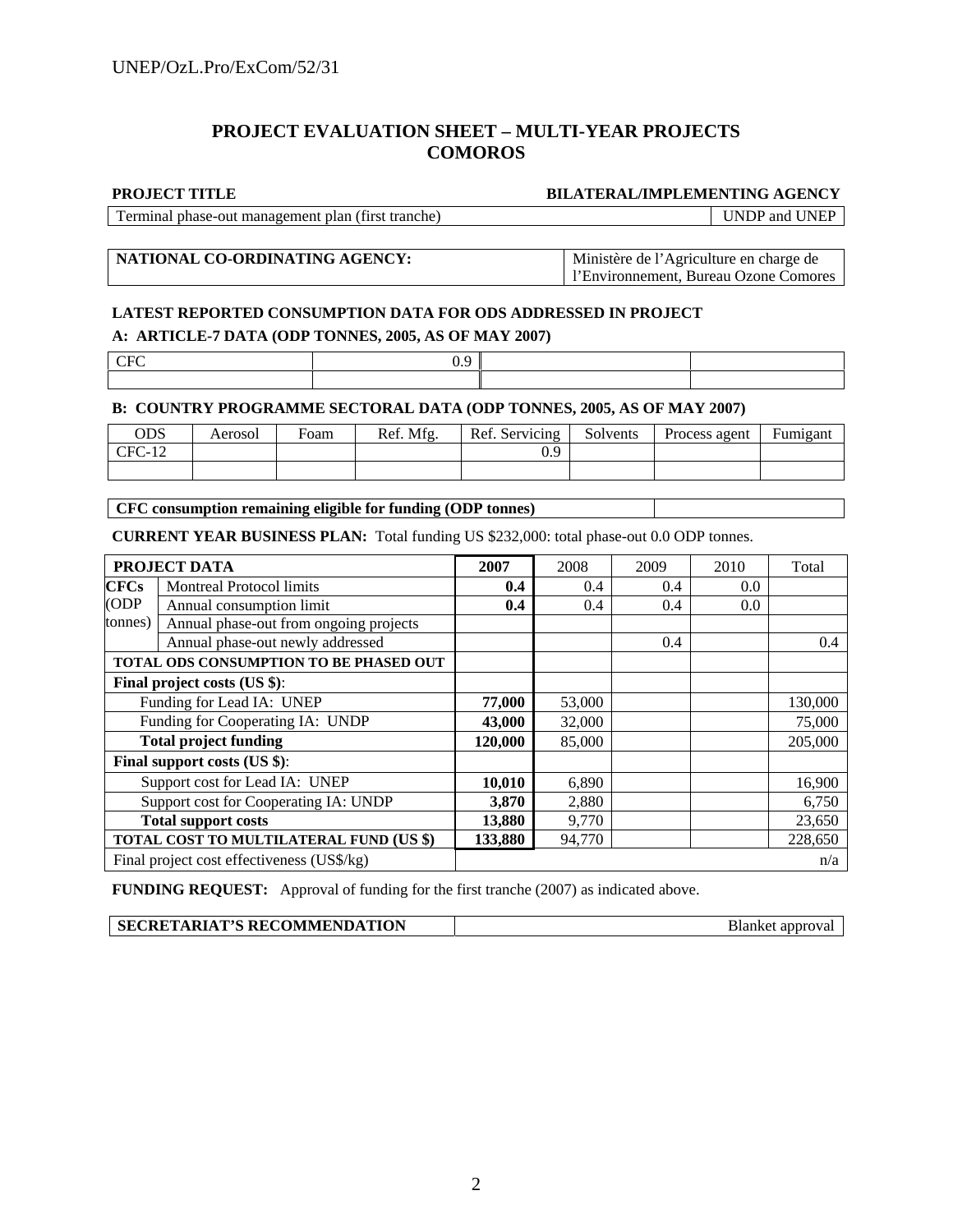# PROJECT EVALUATION SHEET – MULTI-YEAR PROJECTS
# COMOROS

| **PROJECT TITLE** | **BILATERAL/IMPLEMENTING AGENCY** |
|---|---|
| Terminal phase-out management plan (first tranche) | UNDP and UNEP |

| **NATIONAL CO-ORDINATING AGENCY:** | Ministère de l'Agriculture en charge de l'Environnement, Bureau Ozone Comores |
|---|---|

**LATEST REPORTED CONSUMPTION DATA FOR ODS ADDRESSED IN PROJECT**

**A: ARTICLE-7 DATA (ODP TONNES, 2005, AS OF MAY 2007)**

| CFC | 0.9 | | |
|---|---|---|---|
| | | | |

**B: COUNTRY PROGRAMME SECTORAL DATA (ODP TONNES, 2005, AS OF MAY 2007)**

| ODS | Aerosol | Foam | Ref. Mfg. | Ref. Servicing | Solvents | Process agent | Fumigant |
|---|---|---|---|---|---|---|---|
| CFC-12 | | | | 0.9 | | | |
| | | | | | | | |

| **CFC consumption remaining eligible for funding (ODP tonnes)** | |
|---|---|

**CURRENT YEAR BUSINESS PLAN:** Total funding US $232,000: total phase-out 0.0 ODP tonnes.

| **PROJECT DATA** | | **2007** | 2008 | 2009 | 2010 | Total |
|---|---|---|---|---|---|---|
| **CFCs** (ODP tonnes) | Montreal Protocol limits | **0.4** | 0.4 | 0.4 | 0.0 | |
| | Annual consumption limit | **0.4** | 0.4 | 0.4 | 0.0 | |
| | Annual phase-out from ongoing projects | | | | | |
| | Annual phase-out newly addressed | | | 0.4 | | 0.4 |
| **TOTAL ODS CONSUMPTION TO BE PHASED OUT** | | | | | | |
| **Final project costs (US $)**: | | | | | | |
| Funding for Lead IA: UNEP | | **77,000** | 53,000 | | | 130,000 |
| Funding for Cooperating IA: UNDP | | **43,000** | 32,000 | | | 75,000 |
| **Total project funding** | | **120,000** | 85,000 | | | 205,000 |
| **Final support costs (US $)**: | | | | | | |
| Support cost for Lead IA: UNEP | | **10,010** | 6,890 | | | 16,900 |
| Support cost for Cooperating IA: UNDP | | **3,870** | 2,880 | | | 6,750 |
| **Total support costs** | | **13,880** | 9,770 | | | 23,650 |
| **TOTAL COST TO MULTILATERAL FUND (US $)** | | **133,880** | 94,770 | | | 228,650 |
| Final project cost effectiveness (US$/kg) | | | | | | n/a |

**FUNDING REQUEST:** Approval of funding for the first tranche (2007) as indicated above.

| **SECRETARIAT'S RECOMMENDATION** | Blanket approval |
|---|---|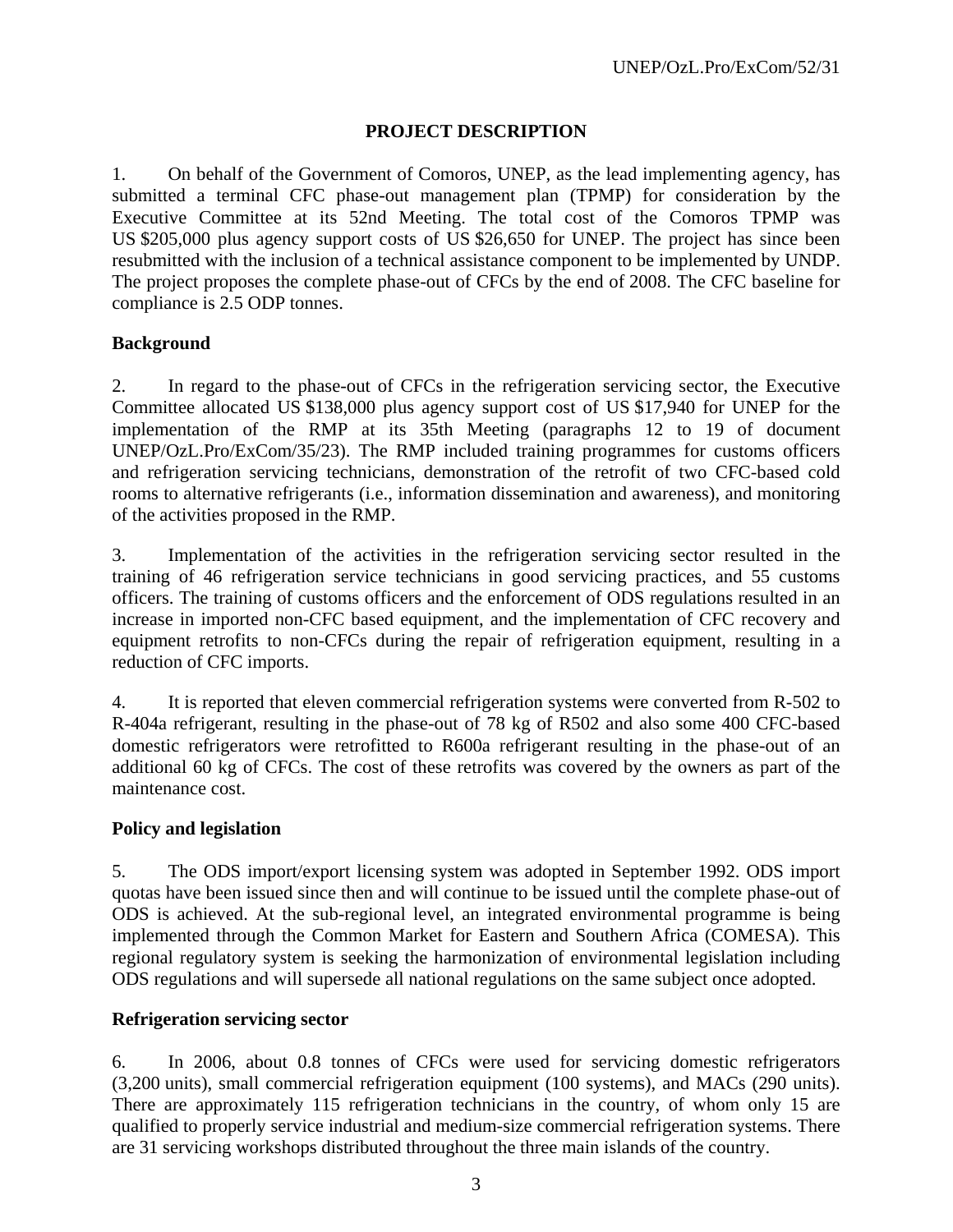## PROJECT DESCRIPTION

1. On behalf of the Government of Comoros, UNEP, as the lead implementing agency, has submitted a terminal CFC phase-out management plan (TPMP) for consideration by the Executive Committee at its 52nd Meeting. The total cost of the Comoros TPMP was US $205,000 plus agency support costs of US $26,650 for UNEP. The project has since been resubmitted with the inclusion of a technical assistance component to be implemented by UNDP. The project proposes the complete phase-out of CFCs by the end of 2008. The CFC baseline for compliance is 2.5 ODP tonnes.

### Background

2. In regard to the phase-out of CFCs in the refrigeration servicing sector, the Executive Committee allocated US $138,000 plus agency support cost of US $17,940 for UNEP for the implementation of the RMP at its 35th Meeting (paragraphs 12 to 19 of document UNEP/OzL.Pro/ExCom/35/23). The RMP included training programmes for customs officers and refrigeration servicing technicians, demonstration of the retrofit of two CFC-based cold rooms to alternative refrigerants (i.e., information dissemination and awareness), and monitoring of the activities proposed in the RMP.

3. Implementation of the activities in the refrigeration servicing sector resulted in the training of 46 refrigeration service technicians in good servicing practices, and 55 customs officers. The training of customs officers and the enforcement of ODS regulations resulted in an increase in imported non-CFC based equipment, and the implementation of CFC recovery and equipment retrofits to non-CFCs during the repair of refrigeration equipment, resulting in a reduction of CFC imports.

4. It is reported that eleven commercial refrigeration systems were converted from R-502 to R-404a refrigerant, resulting in the phase-out of 78 kg of R502 and also some 400 CFC-based domestic refrigerators were retrofitted to R600a refrigerant resulting in the phase-out of an additional 60 kg of CFCs. The cost of these retrofits was covered by the owners as part of the maintenance cost.

### Policy and legislation

5. The ODS import/export licensing system was adopted in September 1992. ODS import quotas have been issued since then and will continue to be issued until the complete phase-out of ODS is achieved. At the sub-regional level, an integrated environmental programme is being implemented through the Common Market for Eastern and Southern Africa (COMESA). This regional regulatory system is seeking the harmonization of environmental legislation including ODS regulations and will supersede all national regulations on the same subject once adopted.

### Refrigeration servicing sector

6. In 2006, about 0.8 tonnes of CFCs were used for servicing domestic refrigerators (3,200 units), small commercial refrigeration equipment (100 systems), and MACs (290 units). There are approximately 115 refrigeration technicians in the country, of whom only 15 are qualified to properly service industrial and medium-size commercial refrigeration systems. There are 31 servicing workshops distributed throughout the three main islands of the country.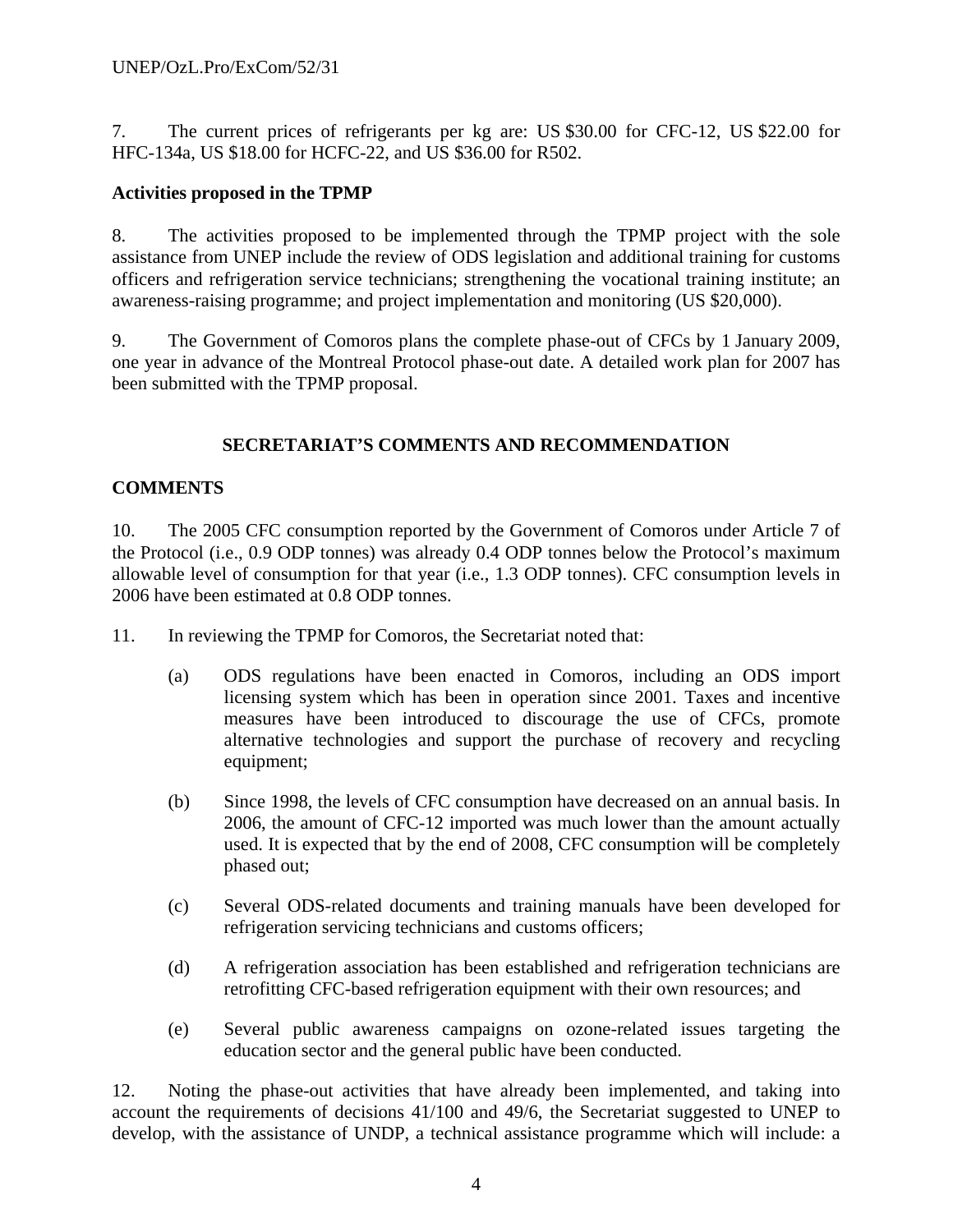7. The current prices of refrigerants per kg are: US $30.00 for CFC-12, US $22.00 for HFC-134a, US $18.00 for HCFC-22, and US $36.00 for R502.

**Activities proposed in the TPMP**

8. The activities proposed to be implemented through the TPMP project with the sole assistance from UNEP include the review of ODS legislation and additional training for customs officers and refrigeration service technicians; strengthening the vocational training institute; an awareness-raising programme; and project implementation and monitoring (US $20,000).

9. The Government of Comoros plans the complete phase-out of CFCs by 1 January 2009, one year in advance of the Montreal Protocol phase-out date. A detailed work plan for 2007 has been submitted with the TPMP proposal.

## SECRETARIAT'S COMMENTS AND RECOMMENDATION

**COMMENTS**

10. The 2005 CFC consumption reported by the Government of Comoros under Article 7 of the Protocol (i.e., 0.9 ODP tonnes) was already 0.4 ODP tonnes below the Protocol's maximum allowable level of consumption for that year (i.e., 1.3 ODP tonnes). CFC consumption levels in 2006 have been estimated at 0.8 ODP tonnes.

11. In reviewing the TPMP for Comoros, the Secretariat noted that:

(a) ODS regulations have been enacted in Comoros, including an ODS import licensing system which has been in operation since 2001. Taxes and incentive measures have been introduced to discourage the use of CFCs, promote alternative technologies and support the purchase of recovery and recycling equipment;

(b) Since 1998, the levels of CFC consumption have decreased on an annual basis. In 2006, the amount of CFC-12 imported was much lower than the amount actually used. It is expected that by the end of 2008, CFC consumption will be completely phased out;

(c) Several ODS-related documents and training manuals have been developed for refrigeration servicing technicians and customs officers;

(d) A refrigeration association has been established and refrigeration technicians are retrofitting CFC-based refrigeration equipment with their own resources; and

(e) Several public awareness campaigns on ozone-related issues targeting the education sector and the general public have been conducted.

12. Noting the phase-out activities that have already been implemented, and taking into account the requirements of decisions 41/100 and 49/6, the Secretariat suggested to UNEP to develop, with the assistance of UNDP, a technical assistance programme which will include: a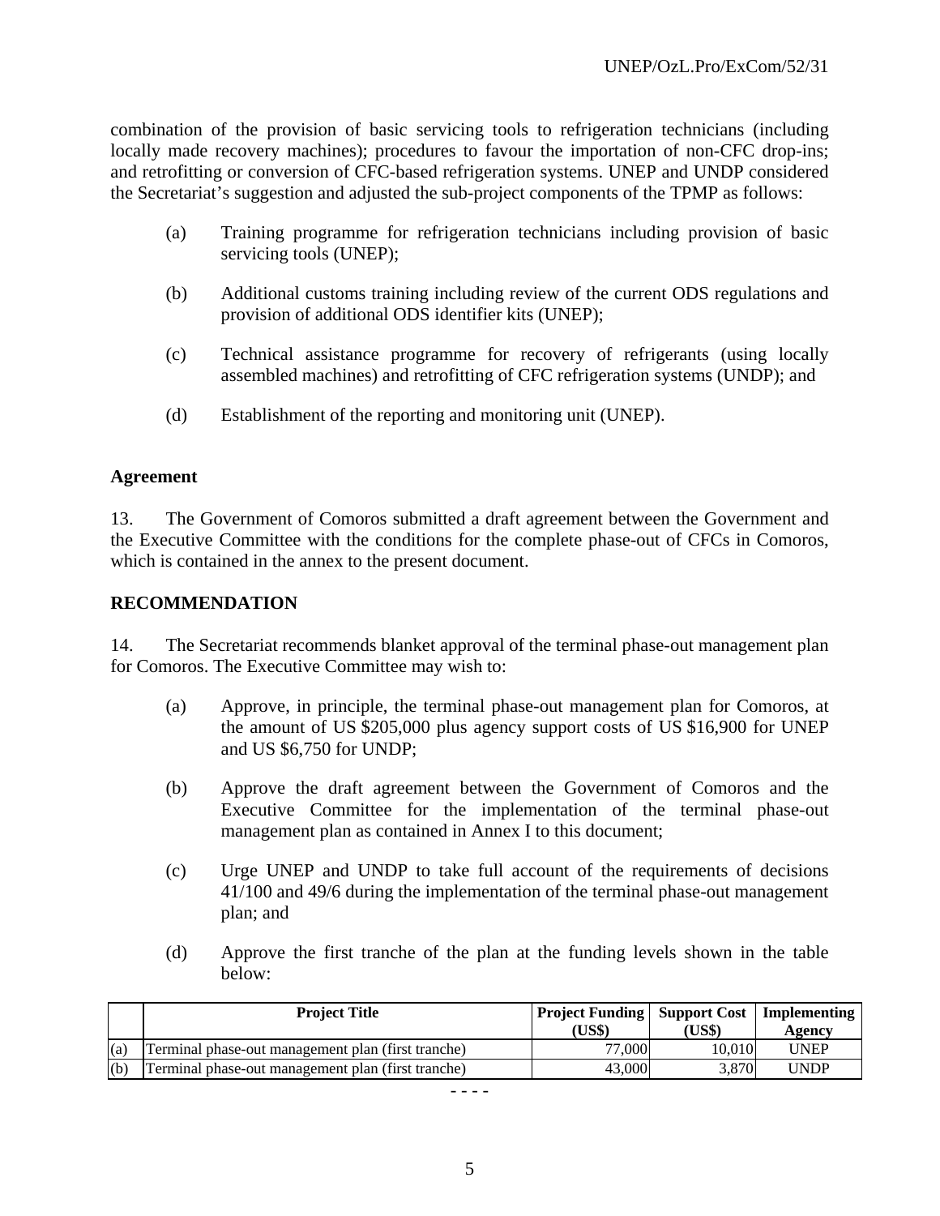combination of the provision of basic servicing tools to refrigeration technicians (including locally made recovery machines); procedures to favour the importation of non-CFC drop-ins; and retrofitting or conversion of CFC-based refrigeration systems. UNEP and UNDP considered the Secretariat's suggestion and adjusted the sub-project components of the TPMP as follows:

(a) Training programme for refrigeration technicians including provision of basic servicing tools (UNEP);

(b) Additional customs training including review of the current ODS regulations and provision of additional ODS identifier kits (UNEP);

(c) Technical assistance programme for recovery of refrigerants (using locally assembled machines) and retrofitting of CFC refrigeration systems (UNDP); and

(d) Establishment of the reporting and monitoring unit (UNEP).

**Agreement**

13. The Government of Comoros submitted a draft agreement between the Government and the Executive Committee with the conditions for the complete phase-out of CFCs in Comoros, which is contained in the annex to the present document.

**RECOMMENDATION**

14. The Secretariat recommends blanket approval of the terminal phase-out management plan for Comoros. The Executive Committee may wish to:

(a) Approve, in principle, the terminal phase-out management plan for Comoros, at the amount of US $205,000 plus agency support costs of US $16,900 for UNEP and US $6,750 for UNDP;

(b) Approve the draft agreement between the Government of Comoros and the Executive Committee for the implementation of the terminal phase-out management plan as contained in Annex I to this document;

(c) Urge UNEP and UNDP to take full account of the requirements of decisions 41/100 and 49/6 during the implementation of the terminal phase-out management plan; and

(d) Approve the first tranche of the plan at the funding levels shown in the table below:

| | Project Title | Project Funding (US$) | Support Cost (US$) | Implementing Agency |
|---|---|---|---|---|
| (a) | Terminal phase-out management plan (first tranche) | 77,000 | 10,010 | UNEP |
| (b) | Terminal phase-out management plan (first tranche) | 43,000 | 3,870 | UNDP |

- - - -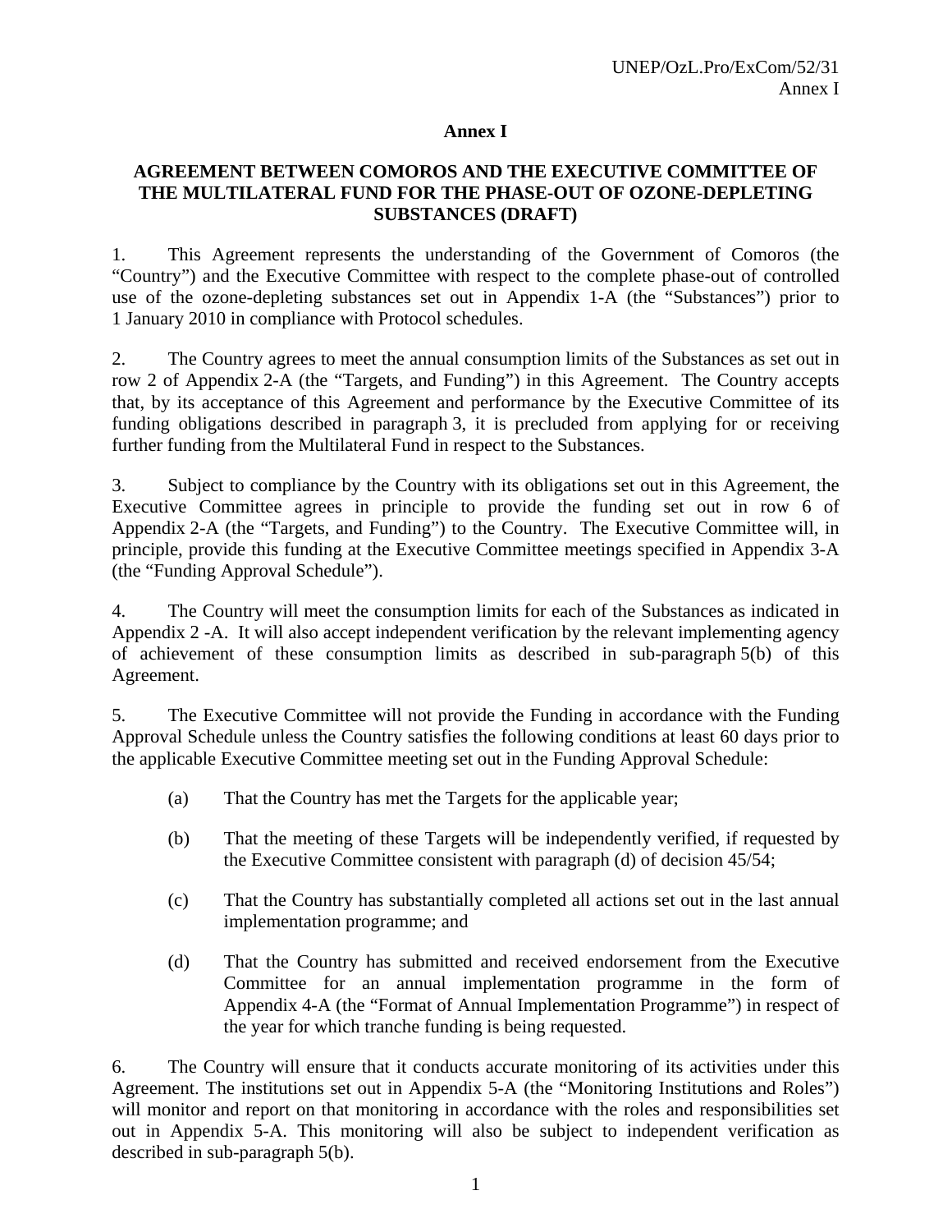## Annex I

### AGREEMENT BETWEEN COMOROS AND THE EXECUTIVE COMMITTEE OF THE MULTILATERAL FUND FOR THE PHASE-OUT OF OZONE-DEPLETING SUBSTANCES (DRAFT)

1. This Agreement represents the understanding of the Government of Comoros (the "Country") and the Executive Committee with respect to the complete phase-out of controlled use of the ozone-depleting substances set out in Appendix 1-A (the "Substances") prior to 1 January 2010 in compliance with Protocol schedules.

2. The Country agrees to meet the annual consumption limits of the Substances as set out in row 2 of Appendix 2-A (the "Targets, and Funding") in this Agreement. The Country accepts that, by its acceptance of this Agreement and performance by the Executive Committee of its funding obligations described in paragraph 3, it is precluded from applying for or receiving further funding from the Multilateral Fund in respect to the Substances.

3. Subject to compliance by the Country with its obligations set out in this Agreement, the Executive Committee agrees in principle to provide the funding set out in row 6 of Appendix 2-A (the "Targets, and Funding") to the Country. The Executive Committee will, in principle, provide this funding at the Executive Committee meetings specified in Appendix 3-A (the "Funding Approval Schedule").

4. The Country will meet the consumption limits for each of the Substances as indicated in Appendix 2 -A. It will also accept independent verification by the relevant implementing agency of achievement of these consumption limits as described in sub-paragraph 5(b) of this Agreement.

5. The Executive Committee will not provide the Funding in accordance with the Funding Approval Schedule unless the Country satisfies the following conditions at least 60 days prior to the applicable Executive Committee meeting set out in the Funding Approval Schedule:

   (a) That the Country has met the Targets for the applicable year;

   (b) That the meeting of these Targets will be independently verified, if requested by the Executive Committee consistent with paragraph (d) of decision 45/54;

   (c) That the Country has substantially completed all actions set out in the last annual implementation programme; and

   (d) That the Country has submitted and received endorsement from the Executive Committee for an annual implementation programme in the form of Appendix 4-A (the "Format of Annual Implementation Programme") in respect of the year for which tranche funding is being requested.

6. The Country will ensure that it conducts accurate monitoring of its activities under this Agreement. The institutions set out in Appendix 5-A (the "Monitoring Institutions and Roles") will monitor and report on that monitoring in accordance with the roles and responsibilities set out in Appendix 5-A. This monitoring will also be subject to independent verification as described in sub-paragraph 5(b).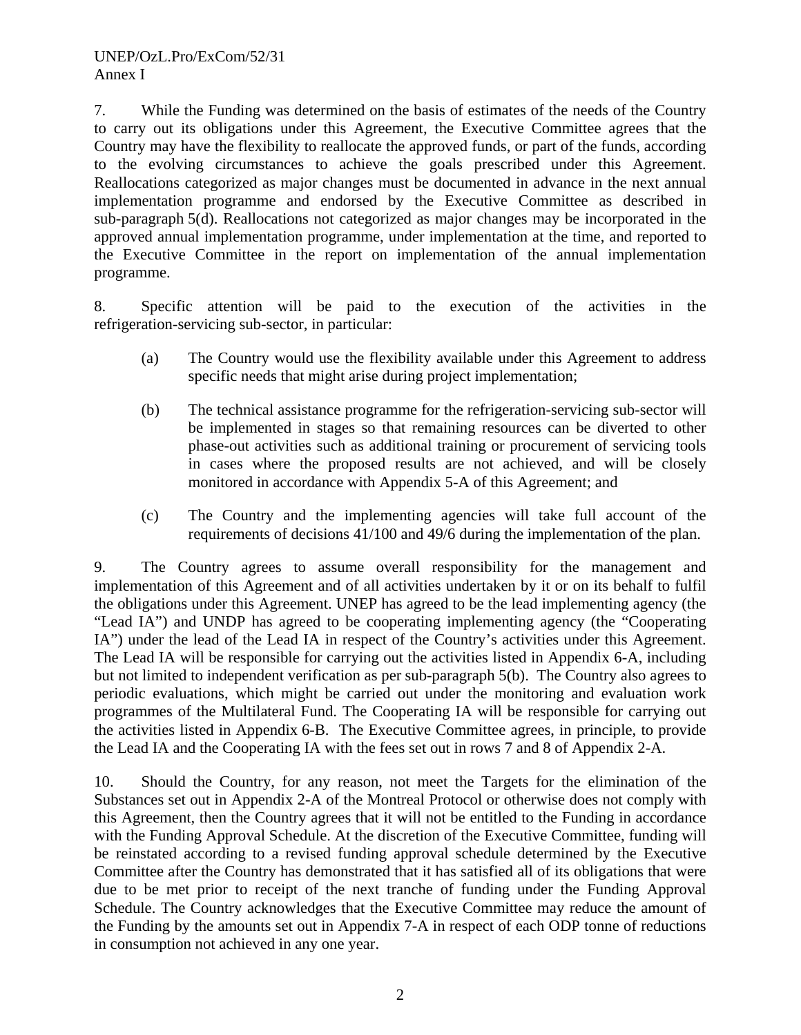7. While the Funding was determined on the basis of estimates of the needs of the Country to carry out its obligations under this Agreement, the Executive Committee agrees that the Country may have the flexibility to reallocate the approved funds, or part of the funds, according to the evolving circumstances to achieve the goals prescribed under this Agreement. Reallocations categorized as major changes must be documented in advance in the next annual implementation programme and endorsed by the Executive Committee as described in sub-paragraph 5(d). Reallocations not categorized as major changes may be incorporated in the approved annual implementation programme, under implementation at the time, and reported to the Executive Committee in the report on implementation of the annual implementation programme.

8. Specific attention will be paid to the execution of the activities in the refrigeration-servicing sub-sector, in particular:

(a) The Country would use the flexibility available under this Agreement to address specific needs that might arise during project implementation;

(b) The technical assistance programme for the refrigeration-servicing sub-sector will be implemented in stages so that remaining resources can be diverted to other phase-out activities such as additional training or procurement of servicing tools in cases where the proposed results are not achieved, and will be closely monitored in accordance with Appendix 5-A of this Agreement; and

(c) The Country and the implementing agencies will take full account of the requirements of decisions 41/100 and 49/6 during the implementation of the plan.

9. The Country agrees to assume overall responsibility for the management and implementation of this Agreement and of all activities undertaken by it or on its behalf to fulfil the obligations under this Agreement. UNEP has agreed to be the lead implementing agency (the "Lead IA") and UNDP has agreed to be cooperating implementing agency (the "Cooperating IA") under the lead of the Lead IA in respect of the Country's activities under this Agreement. The Lead IA will be responsible for carrying out the activities listed in Appendix 6-A, including but not limited to independent verification as per sub-paragraph 5(b). The Country also agrees to periodic evaluations, which might be carried out under the monitoring and evaluation work programmes of the Multilateral Fund. The Cooperating IA will be responsible for carrying out the activities listed in Appendix 6-B. The Executive Committee agrees, in principle, to provide the Lead IA and the Cooperating IA with the fees set out in rows 7 and 8 of Appendix 2-A.

10. Should the Country, for any reason, not meet the Targets for the elimination of the Substances set out in Appendix 2-A of the Montreal Protocol or otherwise does not comply with this Agreement, then the Country agrees that it will not be entitled to the Funding in accordance with the Funding Approval Schedule. At the discretion of the Executive Committee, funding will be reinstated according to a revised funding approval schedule determined by the Executive Committee after the Country has demonstrated that it has satisfied all of its obligations that were due to be met prior to receipt of the next tranche of funding under the Funding Approval Schedule. The Country acknowledges that the Executive Committee may reduce the amount of the Funding by the amounts set out in Appendix 7-A in respect of each ODP tonne of reductions in consumption not achieved in any one year.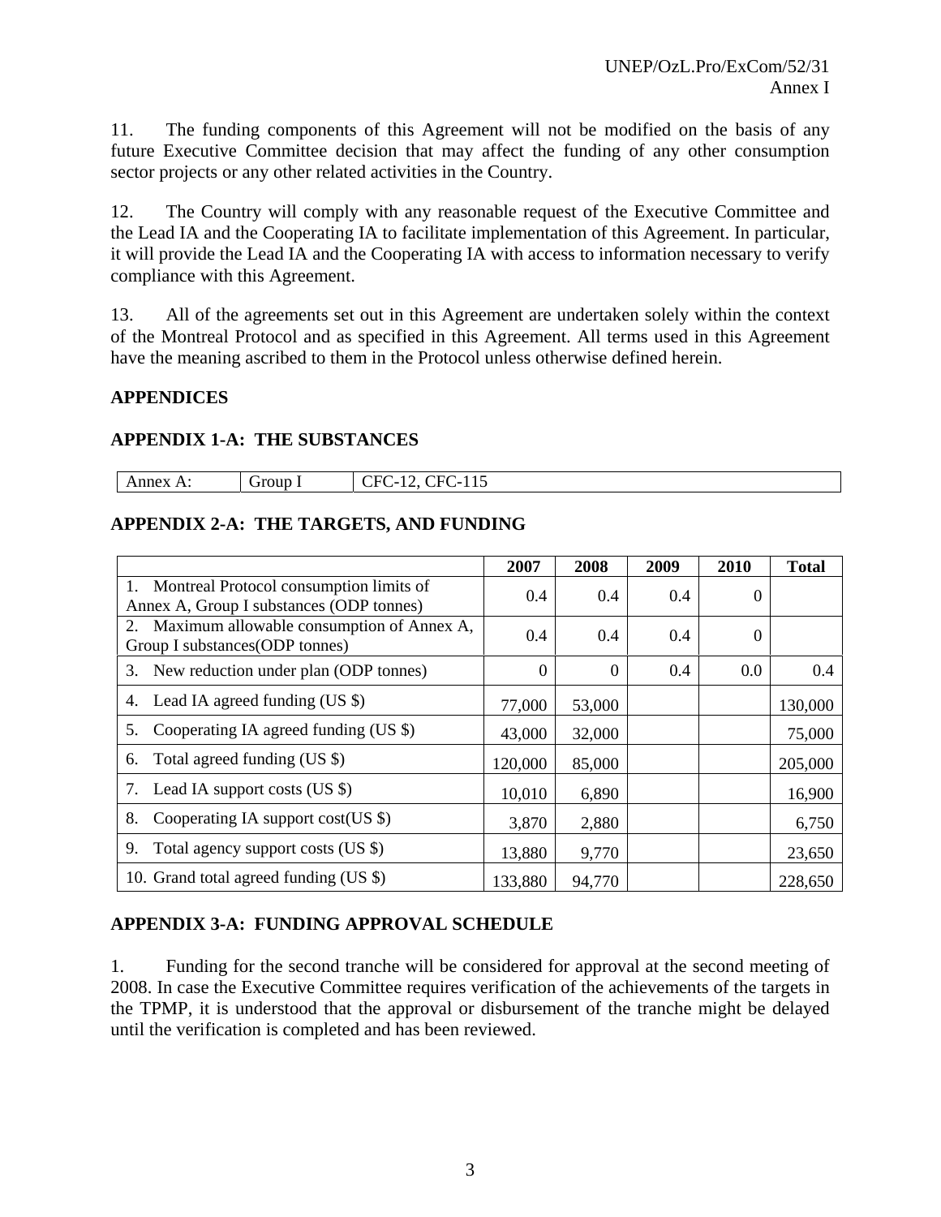11. The funding components of this Agreement will not be modified on the basis of any future Executive Committee decision that may affect the funding of any other consumption sector projects or any other related activities in the Country.

12. The Country will comply with any reasonable request of the Executive Committee and the Lead IA and the Cooperating IA to facilitate implementation of this Agreement. In particular, it will provide the Lead IA and the Cooperating IA with access to information necessary to verify compliance with this Agreement.

13. All of the agreements set out in this Agreement are undertaken solely within the context of the Montreal Protocol and as specified in this Agreement. All terms used in this Agreement have the meaning ascribed to them in the Protocol unless otherwise defined herein.

**APPENDICES**

**APPENDIX 1-A: THE SUBSTANCES**

| Annex A: | Group I | CFC-12, CFC-115 |
|---|---|---|

**APPENDIX 2-A: THE TARGETS, AND FUNDING**

| | 2007 | 2008 | 2009 | 2010 | Total |
|---|---|---|---|---|---|
| 1. Montreal Protocol consumption limits of Annex A, Group I substances (ODP tonnes) | 0.4 | 0.4 | 0.4 | 0 | |
| 2. Maximum allowable consumption of Annex A, Group I substances(ODP tonnes) | 0.4 | 0.4 | 0.4 | 0 | |
| 3. New reduction under plan (ODP tonnes) | 0 | 0 | 0.4 | 0.0 | 0.4 |
| 4. Lead IA agreed funding (US $) | 77,000 | 53,000 | | | 130,000 |
| 5. Cooperating IA agreed funding (US $) | 43,000 | 32,000 | | | 75,000 |
| 6. Total agreed funding (US $) | 120,000 | 85,000 | | | 205,000 |
| 7. Lead IA support costs (US $) | 10,010 | 6,890 | | | 16,900 |
| 8. Cooperating IA support cost(US $) | 3,870 | 2,880 | | | 6,750 |
| 9. Total agency support costs (US $) | 13,880 | 9,770 | | | 23,650 |
| 10. Grand total agreed funding (US $) | 133,880 | 94,770 | | | 228,650 |

**APPENDIX 3-A: FUNDING APPROVAL SCHEDULE**

1. Funding for the second tranche will be considered for approval at the second meeting of 2008. In case the Executive Committee requires verification of the achievements of the targets in the TPMP, it is understood that the approval or disbursement of the tranche might be delayed until the verification is completed and has been reviewed.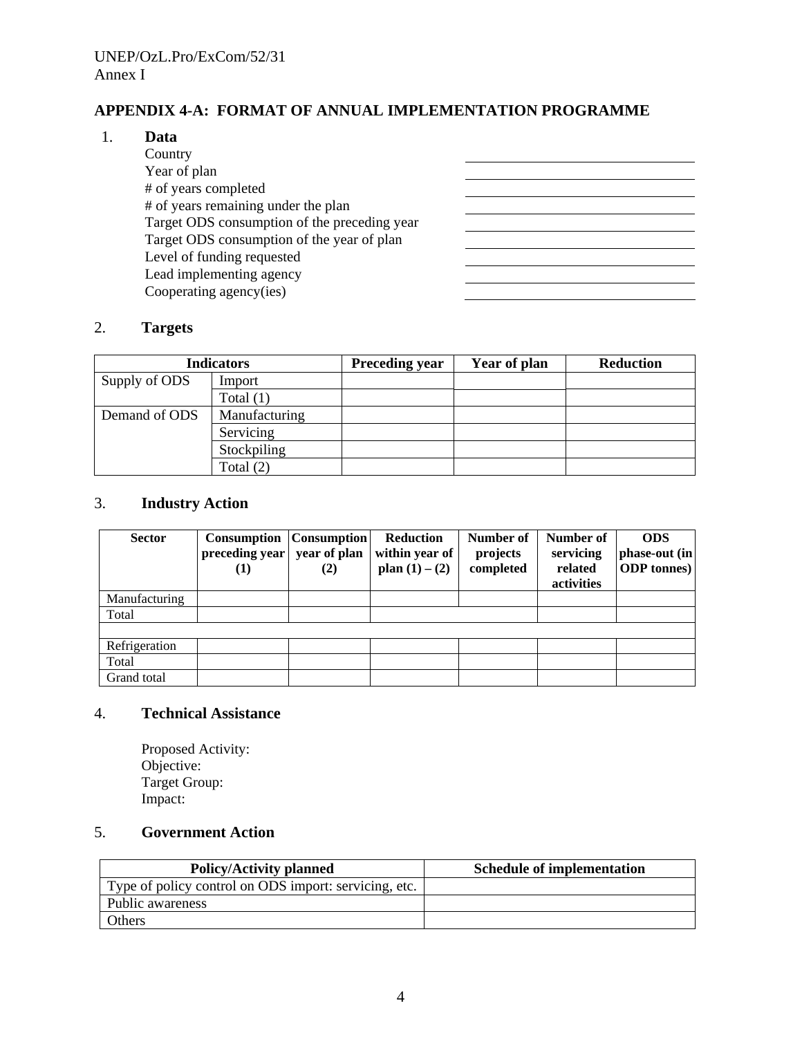## APPENDIX 4-A: FORMAT OF ANNUAL IMPLEMENTATION PROGRAMME

1. **Data**

| | |
|---|---|
| Country | |
| Year of plan | |
| # of years completed | |
| # of years remaining under the plan | |
| Target ODS consumption of the preceding year | |
| Target ODS consumption of the year of plan | |
| Level of funding requested | |
| Lead implementing agency | |
| Cooperating agency(ies) | |

2. **Targets**

| Indicators | | Preceding year | Year of plan | Reduction |
|---|---|---|---|---|
| Supply of ODS | Import | | | |
| | Total (1) | | | |
| Demand of ODS | Manufacturing | | | |
| | Servicing | | | |
| | Stockpiling | | | |
| | Total (2) | | | |

3. **Industry Action**

| Sector | Consumption preceding year (1) | Consumption year of plan (2) | Reduction within year of plan (1) – (2) | Number of projects completed | Number of servicing related activities | ODS phase-out (in ODP tonnes) |
|---|---|---|---|---|---|---|
| Manufacturing | | | | | | |
| Total | | | | | | |
| | | | | | | |
| Refrigeration | | | | | | |
| Total | | | | | | |
| Grand total | | | | | | |

4. **Technical Assistance**

Proposed Activity:
Objective:
Target Group:
Impact:

5. **Government Action**

| Policy/Activity planned | Schedule of implementation |
|---|---|
| Type of policy control on ODS import: servicing, etc. | |
| Public awareness | |
| Others | |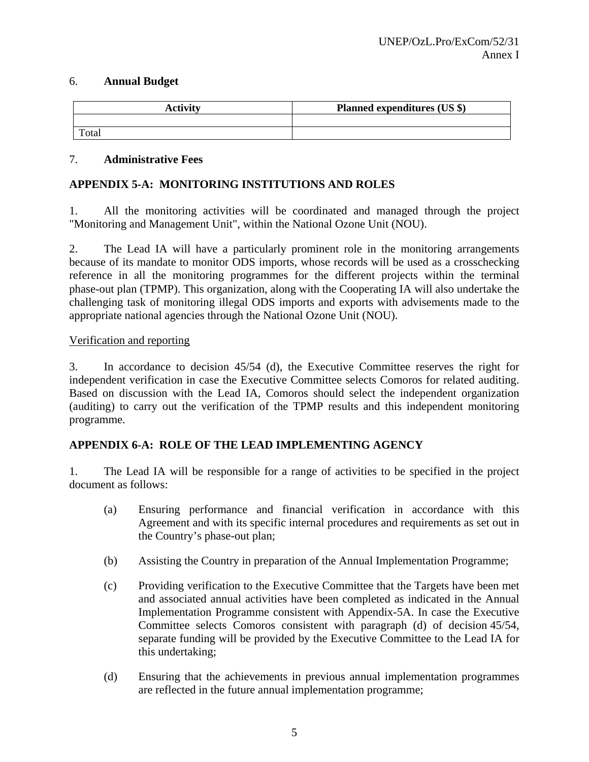6. **Annual Budget**

| Activity | Planned expenditures (US $) |
| --- | --- |
| | |
| Total | |

7. **Administrative Fees**

**APPENDIX 5-A: MONITORING INSTITUTIONS AND ROLES**

1. All the monitoring activities will be coordinated and managed through the project "Monitoring and Management Unit", within the National Ozone Unit (NOU).

2. The Lead IA will have a particularly prominent role in the monitoring arrangements because of its mandate to monitor ODS imports, whose records will be used as a crosschecking reference in all the monitoring programmes for the different projects within the terminal phase-out plan (TPMP). This organization, along with the Cooperating IA will also undertake the challenging task of monitoring illegal ODS imports and exports with advisements made to the appropriate national agencies through the National Ozone Unit (NOU).

Verification and reporting

3. In accordance to decision 45/54 (d), the Executive Committee reserves the right for independent verification in case the Executive Committee selects Comoros for related auditing. Based on discussion with the Lead IA, Comoros should select the independent organization (auditing) to carry out the verification of the TPMP results and this independent monitoring programme.

**APPENDIX 6-A: ROLE OF THE LEAD IMPLEMENTING AGENCY**

1. The Lead IA will be responsible for a range of activities to be specified in the project document as follows:

   (a) Ensuring performance and financial verification in accordance with this Agreement and with its specific internal procedures and requirements as set out in the Country's phase-out plan;

   (b) Assisting the Country in preparation of the Annual Implementation Programme;

   (c) Providing verification to the Executive Committee that the Targets have been met and associated annual activities have been completed as indicated in the Annual Implementation Programme consistent with Appendix-5A. In case the Executive Committee selects Comoros consistent with paragraph (d) of decision 45/54, separate funding will be provided by the Executive Committee to the Lead IA for this undertaking;

   (d) Ensuring that the achievements in previous annual implementation programmes are reflected in the future annual implementation programme;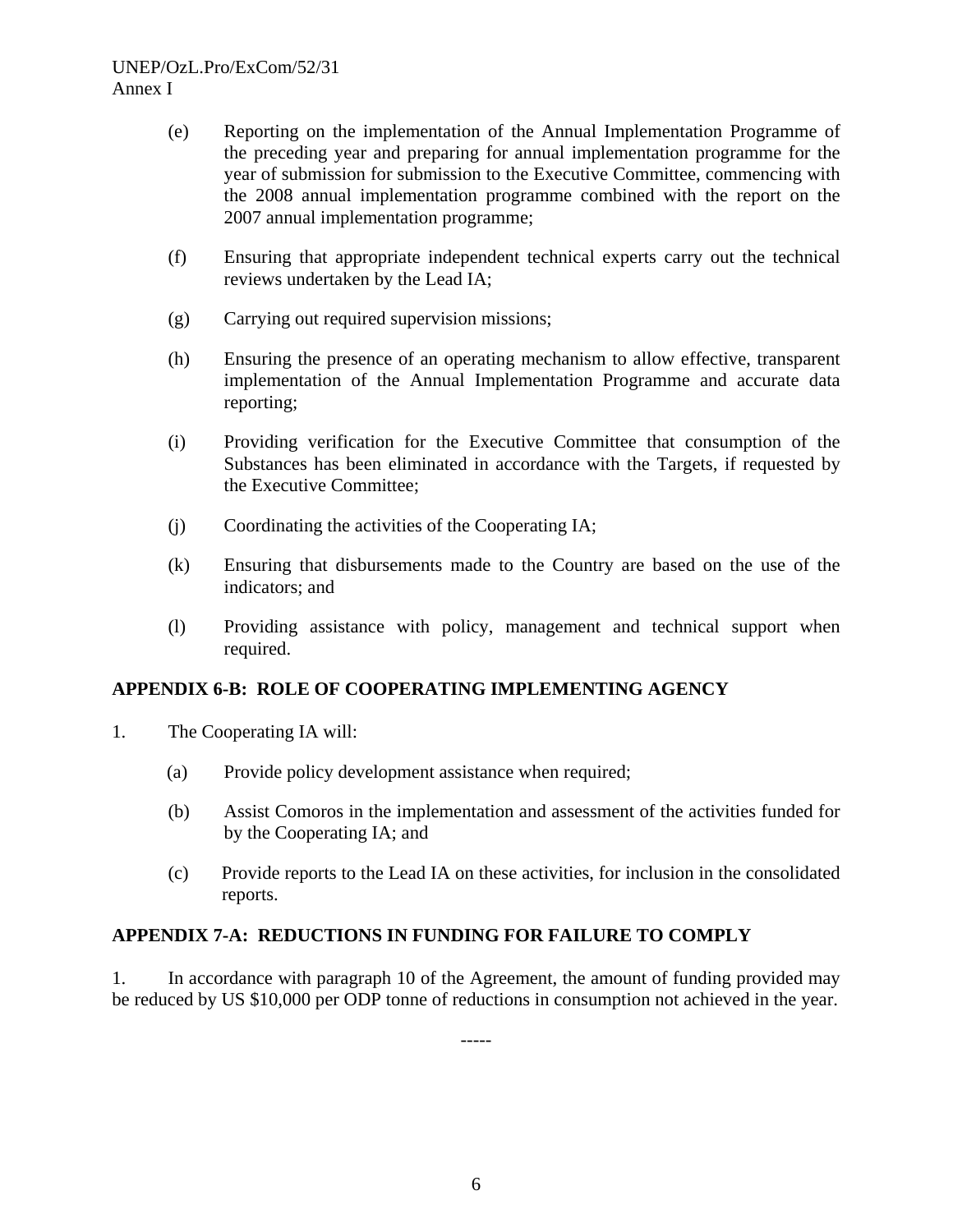(e) Reporting on the implementation of the Annual Implementation Programme of the preceding year and preparing for annual implementation programme for the year of submission for submission to the Executive Committee, commencing with the 2008 annual implementation programme combined with the report on the 2007 annual implementation programme;

(f) Ensuring that appropriate independent technical experts carry out the technical reviews undertaken by the Lead IA;

(g) Carrying out required supervision missions;

(h) Ensuring the presence of an operating mechanism to allow effective, transparent implementation of the Annual Implementation Programme and accurate data reporting;

(i) Providing verification for the Executive Committee that consumption of the Substances has been eliminated in accordance with the Targets, if requested by the Executive Committee;

(j) Coordinating the activities of the Cooperating IA;

(k) Ensuring that disbursements made to the Country are based on the use of the indicators; and

(l) Providing assistance with policy, management and technical support when required.

**APPENDIX 6-B: ROLE OF COOPERATING IMPLEMENTING AGENCY**

1. The Cooperating IA will:

(a) Provide policy development assistance when required;

(b) Assist Comoros in the implementation and assessment of the activities funded for by the Cooperating IA; and

(c) Provide reports to the Lead IA on these activities, for inclusion in the consolidated reports.

**APPENDIX 7-A: REDUCTIONS IN FUNDING FOR FAILURE TO COMPLY**

1. In accordance with paragraph 10 of the Agreement, the amount of funding provided may be reduced by US $10,000 per ODP tonne of reductions in consumption not achieved in the year.

-----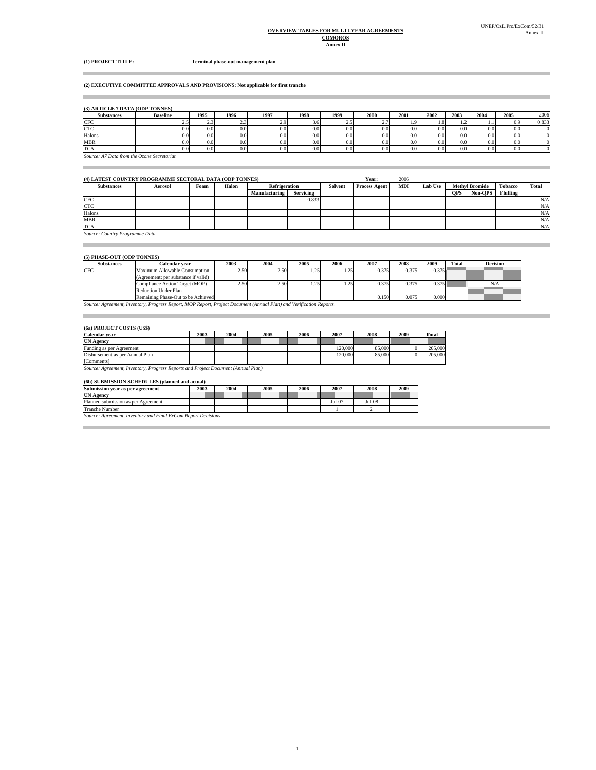**OVERVIEW TABLES FOR MULTI-YEAR AGREEMENTS**
**COMOROS**
**Annex II**

**(1) PROJECT TITLE:** **Terminal phase-out management plan**

**(2) EXECUTIVE COMMITTEE APPROVALS AND PROVISIONS: Not applicable for first tranche**

**(3) ARTICLE 7 DATA (ODP TONNES)**

| Substances | Baseline | 1995 | 1996 | 1997 | 1998 | 1999 | 2000 | 2001 | 2002 | 2003 | 2004 | 2005 | 2006 |
|---|---|---|---|---|---|---|---|---|---|---|---|---|---|
| CFC | 2.5 | 2.3 | 2.3 | 2.9 | 3.6 | 2.5 | 2.7 | 1.9 | 1.8 | 1.2 | 1.1 | 0.9 | 0.833 |
| CTC | 0.0 | 0.0 | 0.0 | 0.0 | 0.0 | 0.0 | 0.0 | 0.0 | 0.0 | 0.0 | 0.0 | 0.0 | 0 |
| Halons | 0.0 | 0.0 | 0.0 | 0.0 | 0.0 | 0.0 | 0.0 | 0.0 | 0.0 | 0.0 | 0.0 | 0.0 | 0 |
| MBR | 0.0 | 0.0 | 0.0 | 0.0 | 0.0 | 0.0 | 0.0 | 0.0 | 0.0 | 0.0 | 0.0 | 0.0 | 0 |
| TCA | 0.0 | 0.0 | 0.0 | 0.0 | 0.0 | 0.0 | 0.0 | 0.0 | 0.0 | 0.0 | 0.0 | 0.0 | 0 |

*Source: A7 Data from the Ozone Secretariat*

**(4) LATEST COUNTRY PROGRAMME SECTORAL DATA (ODP TONNES)** **Year:** 2006

| Substances | Aerosol | Foam | Halon | Refrigeration | | Solvent | Process Agent | MDI | Lab Use | Methyl Bromide | | Tobacco | Total |
|---|---|---|---|---|---|---|---|---|---|---|---|---|---|
| | | | | Manufacturing | Servicing | | | | | QPS | Non-QPS | Fluffing | |
| CFC | | | | | 0.833 | | | | | | | | N/A |
| CTC | | | | | | | | | | | | | N/A |
| Halons | | | | | | | | | | | | | N/A |
| MBR | | | | | | | | | | | | | N/A |
| TCA | | | | | | | | | | | | | N/A |

*Source: Country Programme Data*

**(5) PHASE-OUT (ODP TONNES)**

| Substances | Calendar year | 2003 | 2004 | 2005 | 2006 | 2007 | 2008 | 2009 | Total | Decision |
|---|---|---|---|---|---|---|---|---|---|---|
| CFC | Maximum Allowable Consumption (Agreement; per substance if valid) | 2.50 | 2.50 | 1.25 | 1.25 | 0.375 | 0.375 | 0.375 | | |
| | Compliance Action Target (MOP) | 2.50 | 2.50 | 1.25 | 1.25 | 0.375 | 0.375 | 0.375 | | N/A |
| | Reduction Under Plan | | | | | | | | | |
| | Remaining Phase-Out to be Achieved | | | | | 0.150 | 0.075 | 0.000 | | |

*Source: Agreement, Inventory, Progress Report, MOP Report, Project Document (Annual Plan) and Verification Reports.*

**(6a) PROJECT COSTS (US$)**

| Calendar year | 2003 | 2004 | 2005 | 2006 | 2007 | 2008 | 2009 | Total |
|---|---|---|---|---|---|---|---|---|
| UN Agency | | | | | | | | |
| Funding as per Agreement | | | | | 120,000 | 85,000 | 0 | 205,000 |
| Disbursement as per Annual Plan | | | | | 120,000 | 85,000 | 0 | 205,000 |
| [Comments] | | | | | | | | |

*Source: Agreement, Inventory, Progress Reports and Project Document (Annual Plan)*

**(6b) SUBMISSION SCHEDULES (planned and actual)**

| Submission year as per agreement | 2003 | 2004 | 2005 | 2006 | 2007 | 2008 | 2009 |
|---|---|---|---|---|---|---|---|
| UN Agency | | | | | | | |
| Planned submission as per Agreement | | | | | Jul-07 | Jul-08 | |
| Tranche Number | | | | | 1 | 2 | |

*Source: Agreement, Inventory and Final ExCom Report Decisions*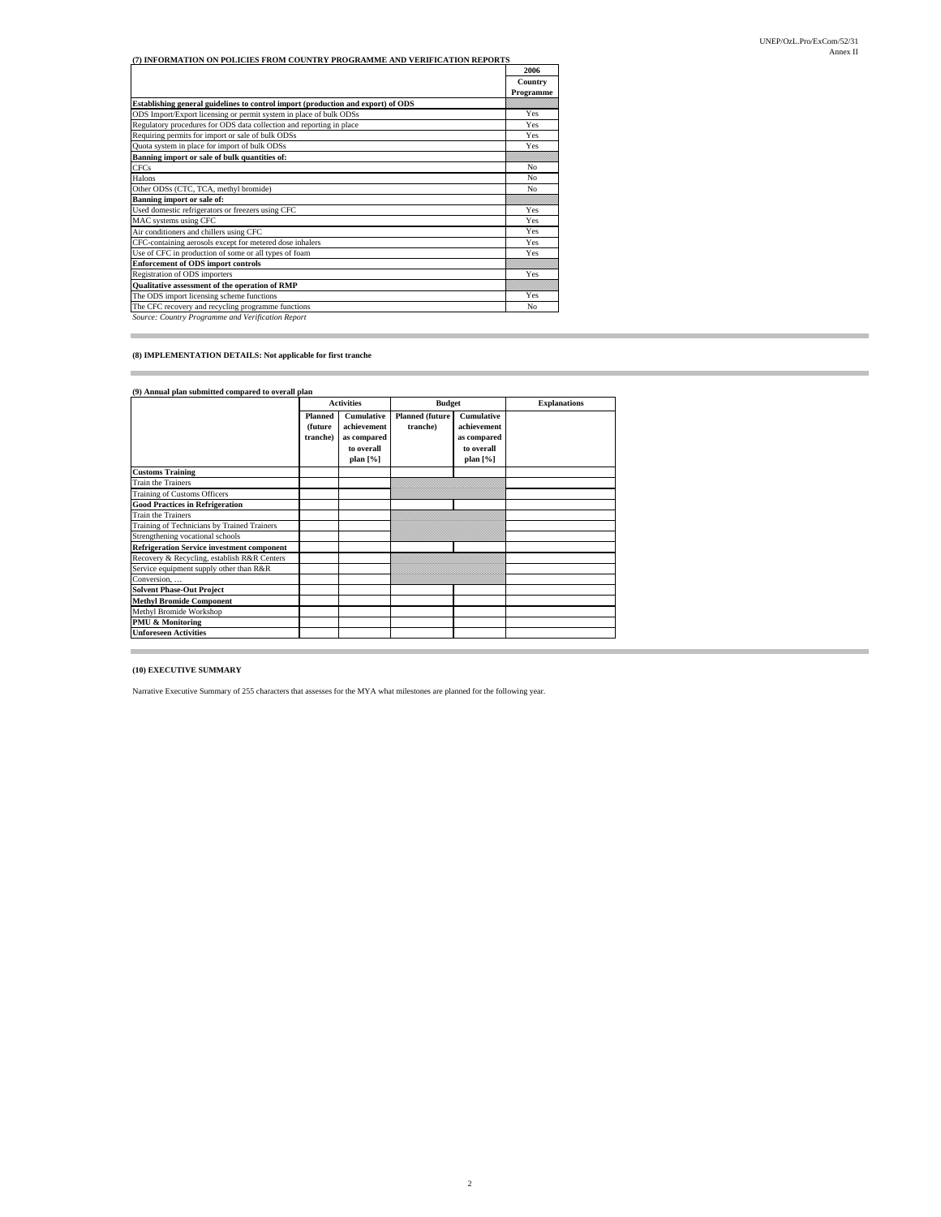### (7) INFORMATION ON POLICIES FROM COUNTRY PROGRAMME AND VERIFICATION REPORTS

| | 2006 Country Programme |
|---|---|
| **Establishing general guidelines to control import (production and export) of ODS** | |
| ODS Import/Export licensing or permit system in place of bulk ODSs | Yes |
| Regulatory procedures for ODS data collection and reporting in place | Yes |
| Requiring permits for import or sale of bulk ODSs | Yes |
| Quota system in place for import of bulk ODSs | Yes |
| **Banning import or sale of bulk quantities of:** | |
| CFCs | No |
| Halons | No |
| Other ODSs (CTC, TCA, methyl bromide) | No |
| **Banning import or sale of:** | |
| Used domestic refrigerators or freezers using CFC | Yes |
| MAC systems using CFC | Yes |
| Air conditioners and chillers using CFC | Yes |
| CFC-containing aerosols except for metered dose inhalers | Yes |
| Use of CFC in production of some or all types of foam | Yes |
| **Enforcement of ODS import controls** | |
| Registration of ODS importers | Yes |
| **Qualitative assessment of the operation of RMP** | |
| The ODS import licensing scheme functions | Yes |
| The CFC recovery and recycling programme functions | No |

*Source: Country Programme and Verification Report*

### (8) IMPLEMENTATION DETAILS: Not applicable for first tranche

### (9) Annual plan submitted compared to overall plan

| | Activities | | Budget | | Explanations |
|---|---|---|---|---|---|
| | Planned (future tranche) | Cumulative achievement as compared to overall plan [%] | Planned (future tranche) | Cumulative achievement as compared to overall plan [%] | |
| **Customs Training** | | | | | |
| Train the Trainers | | | | | |
| Training of Customs Officers | | | | | |
| **Good Practices in Refrigeration** | | | | | |
| Train the Trainers | | | | | |
| Training of Technicians by Trained Trainers | | | | | |
| Strengthening vocational schools | | | | | |
| **Refrigeration Service investment component** | | | | | |
| Recovery & Recycling, establish R&R Centers | | | | | |
| Service equipment supply other than R&R | | | | | |
| Conversion, … | | | | | |
| **Solvent Phase-Out Project** | | | | | |
| **Methyl Bromide Component** | | | | | |
| Methyl Bromide Workshop | | | | | |
| **PMU & Monitoring** | | | | | |
| **Unforeseen Activities** | | | | | |

### (10) EXECUTIVE SUMMARY

Narrative Executive Summary of 255 characters that assesses for the MYA what milestones are planned for the following year.